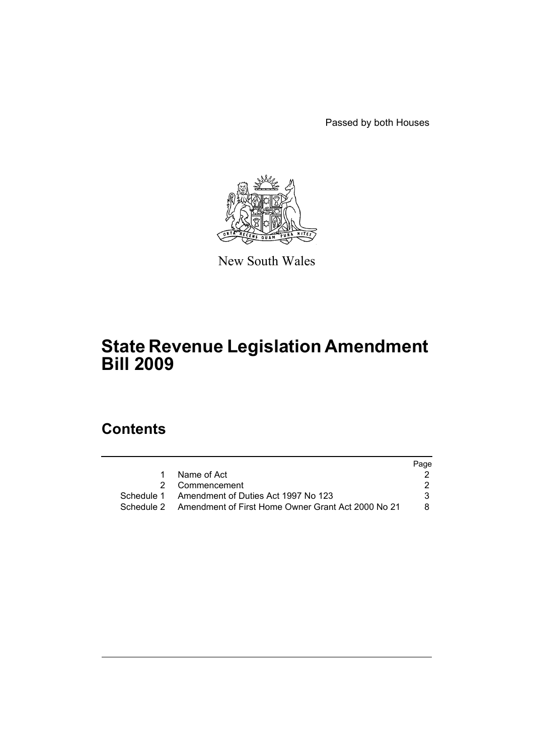Passed by both Houses

New South Wales

# State Revenue Legislation Amendment Bill 2009

## Contents

| | | Page |
|---|---|---|
| 1 | Name of Act | 2 |
| 2 | Commencement | 2 |
| Schedule 1 | Amendment of Duties Act 1997 No 123 | 3 |
| Schedule 2 | Amendment of First Home Owner Grant Act 2000 No 21 | 8 |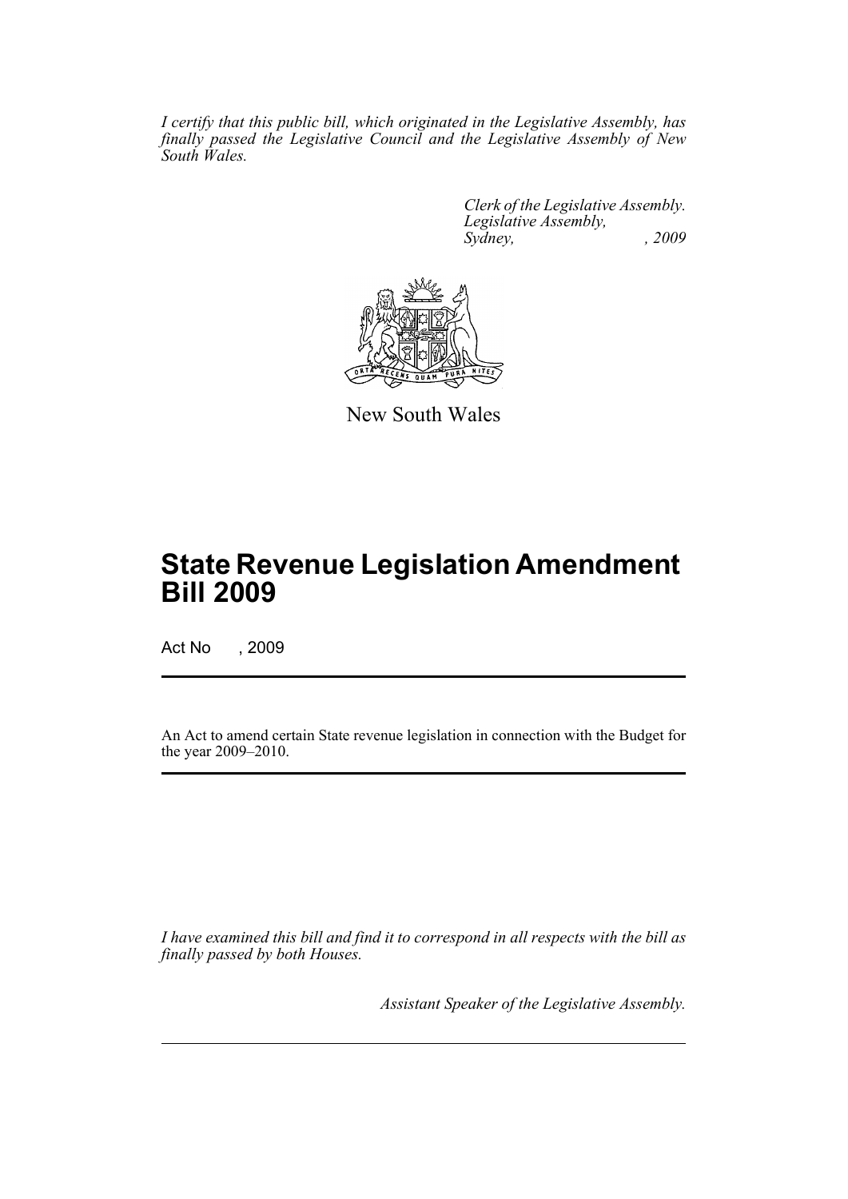*I certify that this public bill, which originated in the Legislative Assembly, has finally passed the Legislative Council and the Legislative Assembly of New South Wales.*

*Clerk of the Legislative Assembly.*
*Legislative Assembly,*
*Sydney, , 2009*

New South Wales

# State Revenue Legislation Amendment Bill 2009

Act No , 2009

An Act to amend certain State revenue legislation in connection with the Budget for the year 2009–2010.

*I have examined this bill and find it to correspond in all respects with the bill as finally passed by both Houses.*

*Assistant Speaker of the Legislative Assembly.*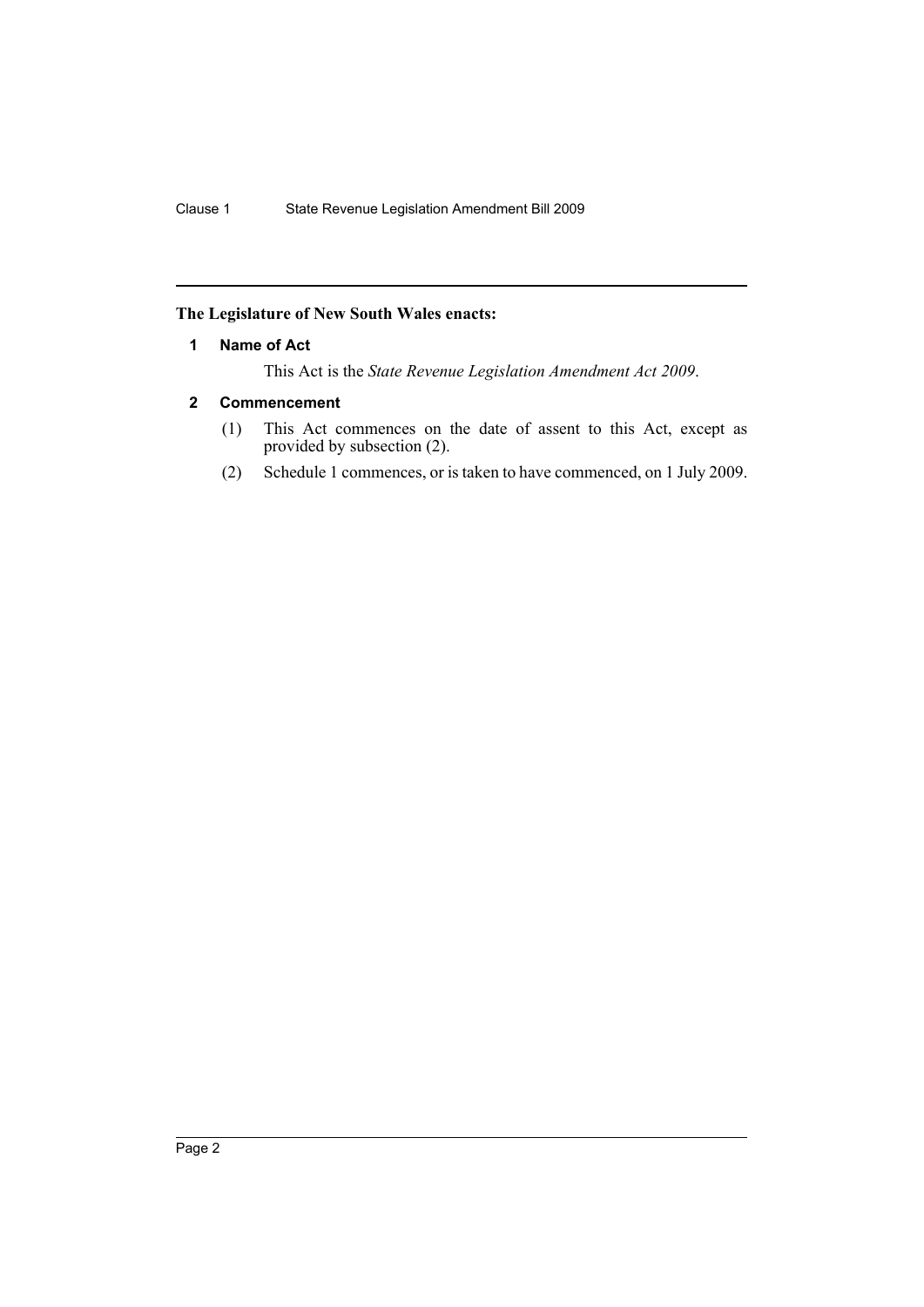**The Legislature of New South Wales enacts:**

### 1 Name of Act

This Act is the *State Revenue Legislation Amendment Act 2009*.

### 2 Commencement

(1) This Act commences on the date of assent to this Act, except as provided by subsection (2).

(2) Schedule 1 commences, or is taken to have commenced, on 1 July 2009.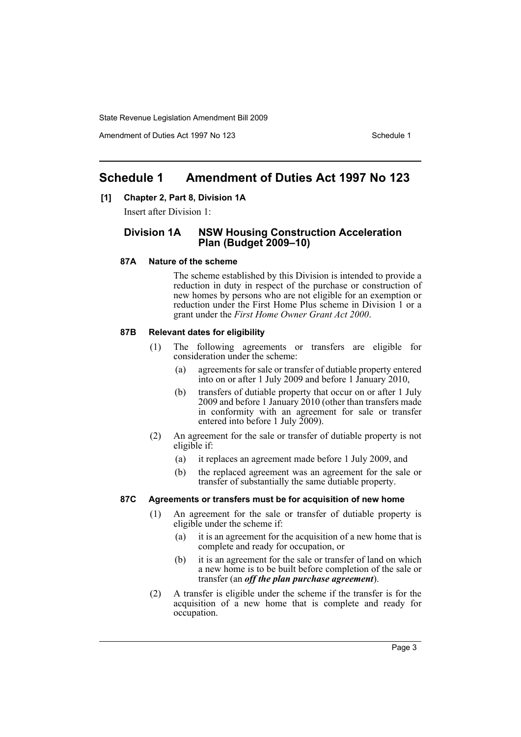# Schedule 1 Amendment of Duties Act 1997 No 123

**[1] Chapter 2, Part 8, Division 1A**

Insert after Division 1:

## Division 1A NSW Housing Construction Acceleration Plan (Budget 2009–10)

### 87A Nature of the scheme

The scheme established by this Division is intended to provide a reduction in duty in respect of the purchase or construction of new homes by persons who are not eligible for an exemption or reduction under the First Home Plus scheme in Division 1 or a grant under the *First Home Owner Grant Act 2000*.

### 87B Relevant dates for eligibility

(1) The following agreements or transfers are eligible for consideration under the scheme:

- (a) agreements for sale or transfer of dutiable property entered into on or after 1 July 2009 and before 1 January 2010,
- (b) transfers of dutiable property that occur on or after 1 July 2009 and before 1 January 2010 (other than transfers made in conformity with an agreement for sale or transfer entered into before 1 July 2009).

(2) An agreement for the sale or transfer of dutiable property is not eligible if:

- (a) it replaces an agreement made before 1 July 2009, and
- (b) the replaced agreement was an agreement for the sale or transfer of substantially the same dutiable property.

### 87C Agreements or transfers must be for acquisition of new home

(1) An agreement for the sale or transfer of dutiable property is eligible under the scheme if:

- (a) it is an agreement for the acquisition of a new home that is complete and ready for occupation, or
- (b) it is an agreement for the sale or transfer of land on which a new home is to be built before completion of the sale or transfer (an ***off the plan purchase agreement***).

(2) A transfer is eligible under the scheme if the transfer is for the acquisition of a new home that is complete and ready for occupation.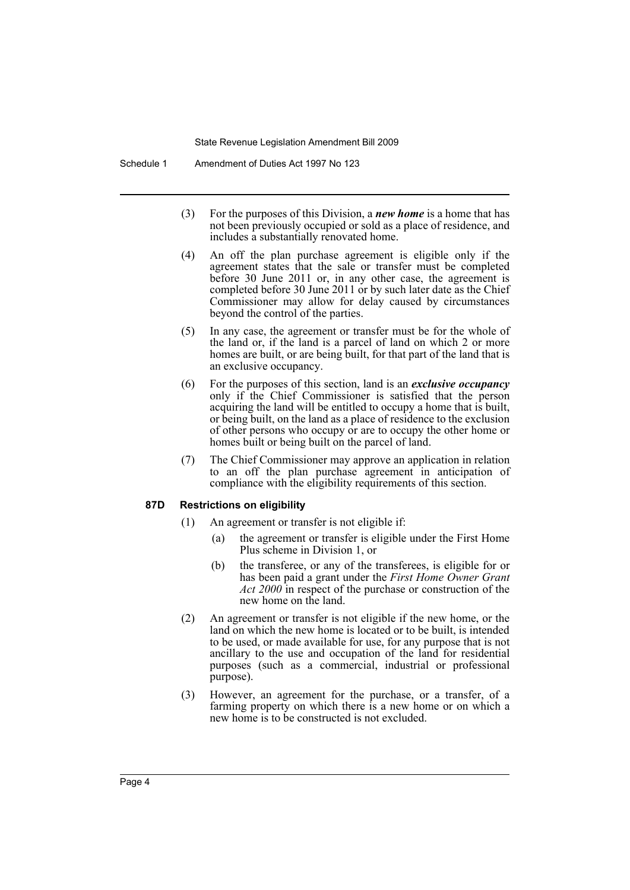(3) For the purposes of this Division, a ***new home*** is a home that has not been previously occupied or sold as a place of residence, and includes a substantially renovated home.

(4) An off the plan purchase agreement is eligible only if the agreement states that the sale or transfer must be completed before 30 June 2011 or, in any other case, the agreement is completed before 30 June 2011 or by such later date as the Chief Commissioner may allow for delay caused by circumstances beyond the control of the parties.

(5) In any case, the agreement or transfer must be for the whole of the land or, if the land is a parcel of land on which 2 or more homes are built, or are being built, for that part of the land that is an exclusive occupancy.

(6) For the purposes of this section, land is an ***exclusive occupancy*** only if the Chief Commissioner is satisfied that the person acquiring the land will be entitled to occupy a home that is built, or being built, on the land as a place of residence to the exclusion of other persons who occupy or are to occupy the other home or homes built or being built on the parcel of land.

(7) The Chief Commissioner may approve an application in relation to an off the plan purchase agreement in anticipation of compliance with the eligibility requirements of this section.

**87D Restrictions on eligibility**

(1) An agreement or transfer is not eligible if:

- (a) the agreement or transfer is eligible under the First Home Plus scheme in Division 1, or
- (b) the transferee, or any of the transferees, is eligible for or has been paid a grant under the *First Home Owner Grant Act 2000* in respect of the purchase or construction of the new home on the land.

(2) An agreement or transfer is not eligible if the new home, or the land on which the new home is located or to be built, is intended to be used, or made available for use, for any purpose that is not ancillary to the use and occupation of the land for residential purposes (such as a commercial, industrial or professional purpose).

(3) However, an agreement for the purchase, or a transfer, of a farming property on which there is a new home or on which a new home is to be constructed is not excluded.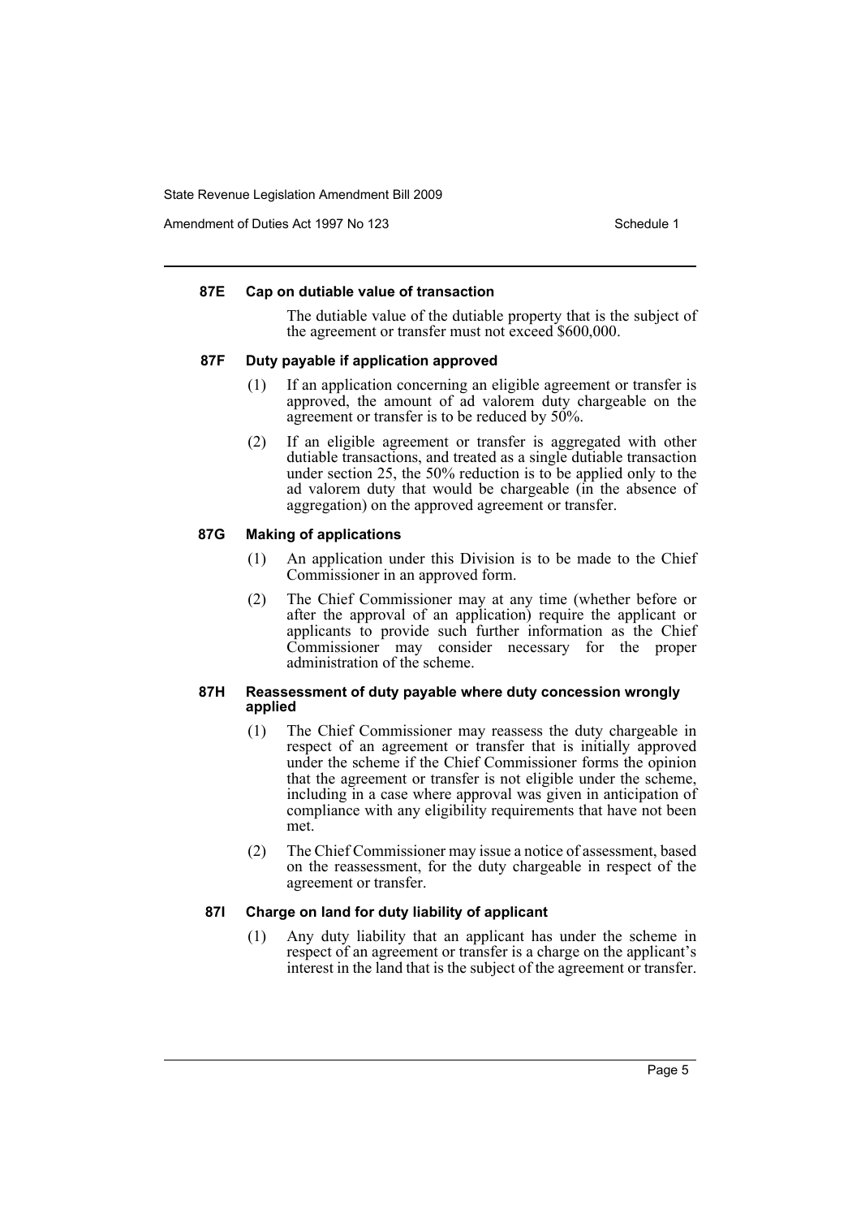#### 87E Cap on dutiable value of transaction

The dutiable value of the dutiable property that is the subject of the agreement or transfer must not exceed $600,000.

#### 87F Duty payable if application approved

(1) If an application concerning an eligible agreement or transfer is approved, the amount of ad valorem duty chargeable on the agreement or transfer is to be reduced by 50%.

(2) If an eligible agreement or transfer is aggregated with other dutiable transactions, and treated as a single dutiable transaction under section 25, the 50% reduction is to be applied only to the ad valorem duty that would be chargeable (in the absence of aggregation) on the approved agreement or transfer.

#### 87G Making of applications

(1) An application under this Division is to be made to the Chief Commissioner in an approved form.

(2) The Chief Commissioner may at any time (whether before or after the approval of an application) require the applicant or applicants to provide such further information as the Chief Commissioner may consider necessary for the proper administration of the scheme.

#### 87H Reassessment of duty payable where duty concession wrongly applied

(1) The Chief Commissioner may reassess the duty chargeable in respect of an agreement or transfer that is initially approved under the scheme if the Chief Commissioner forms the opinion that the agreement or transfer is not eligible under the scheme, including in a case where approval was given in anticipation of compliance with any eligibility requirements that have not been met.

(2) The Chief Commissioner may issue a notice of assessment, based on the reassessment, for the duty chargeable in respect of the agreement or transfer.

#### 87I Charge on land for duty liability of applicant

(1) Any duty liability that an applicant has under the scheme in respect of an agreement or transfer is a charge on the applicant's interest in the land that is the subject of the agreement or transfer.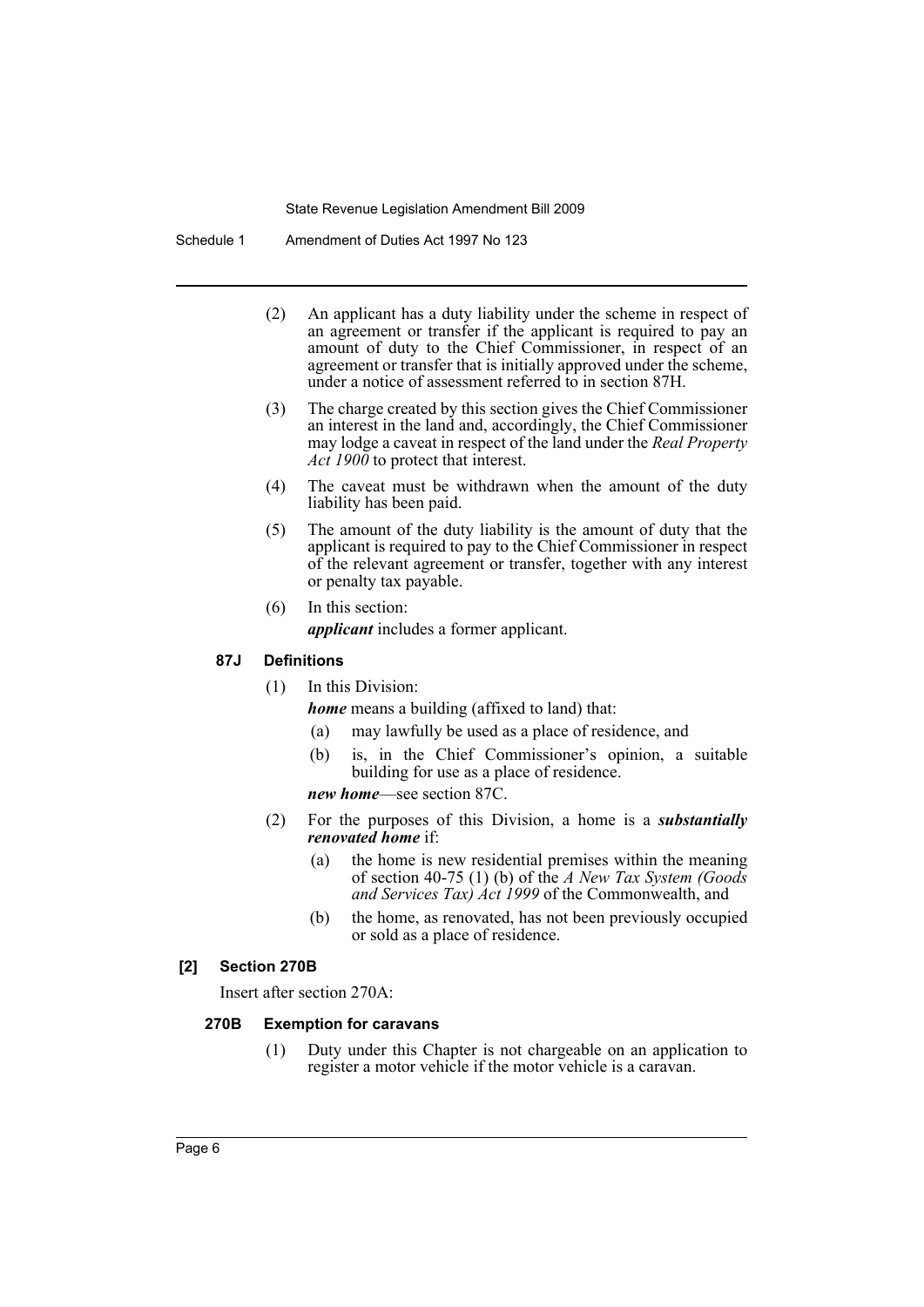(2) An applicant has a duty liability under the scheme in respect of an agreement or transfer if the applicant is required to pay an amount of duty to the Chief Commissioner, in respect of an agreement or transfer that is initially approved under the scheme, under a notice of assessment referred to in section 87H.

(3) The charge created by this section gives the Chief Commissioner an interest in the land and, accordingly, the Chief Commissioner may lodge a caveat in respect of the land under the *Real Property Act 1900* to protect that interest.

(4) The caveat must be withdrawn when the amount of the duty liability has been paid.

(5) The amount of the duty liability is the amount of duty that the applicant is required to pay to the Chief Commissioner in respect of the relevant agreement or transfer, together with any interest or penalty tax payable.

(6) In this section:

***applicant*** includes a former applicant.

### 87J Definitions

(1) In this Division:

***home*** means a building (affixed to land) that:

(a) may lawfully be used as a place of residence, and

(b) is, in the Chief Commissioner's opinion, a suitable building for use as a place of residence.

***new home***—see section 87C.

(2) For the purposes of this Division, a home is a ***substantially renovated home*** if:

(a) the home is new residential premises within the meaning of section 40-75 (1) (b) of the *A New Tax System (Goods and Services Tax) Act 1999* of the Commonwealth, and

(b) the home, as renovated, has not been previously occupied or sold as a place of residence.

## [2] Section 270B

Insert after section 270A:

### 270B Exemption for caravans

(1) Duty under this Chapter is not chargeable on an application to register a motor vehicle if the motor vehicle is a caravan.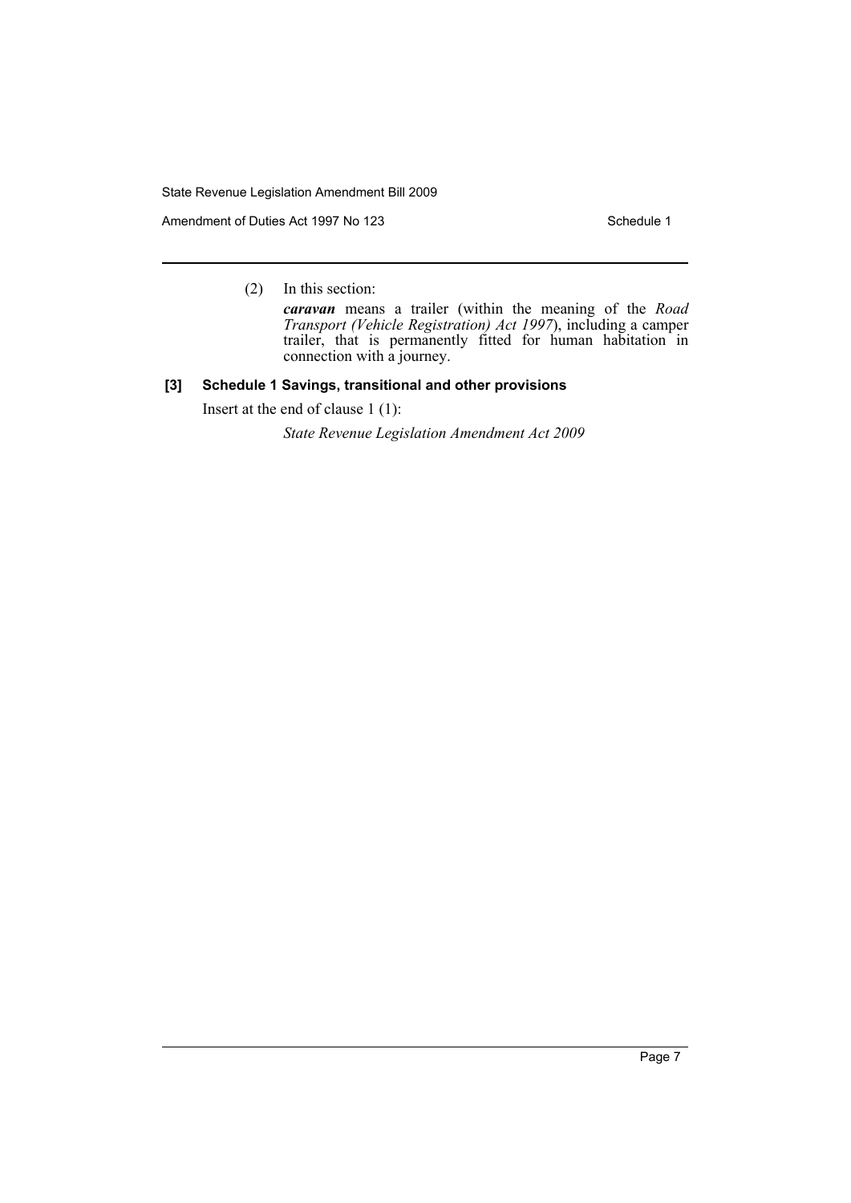(2) In this section:

***caravan*** means a trailer (within the meaning of the *Road Transport (Vehicle Registration) Act 1997*), including a camper trailer, that is permanently fitted for human habitation in connection with a journey.

**[3] Schedule 1 Savings, transitional and other provisions**

Insert at the end of clause 1 (1):

*State Revenue Legislation Amendment Act 2009*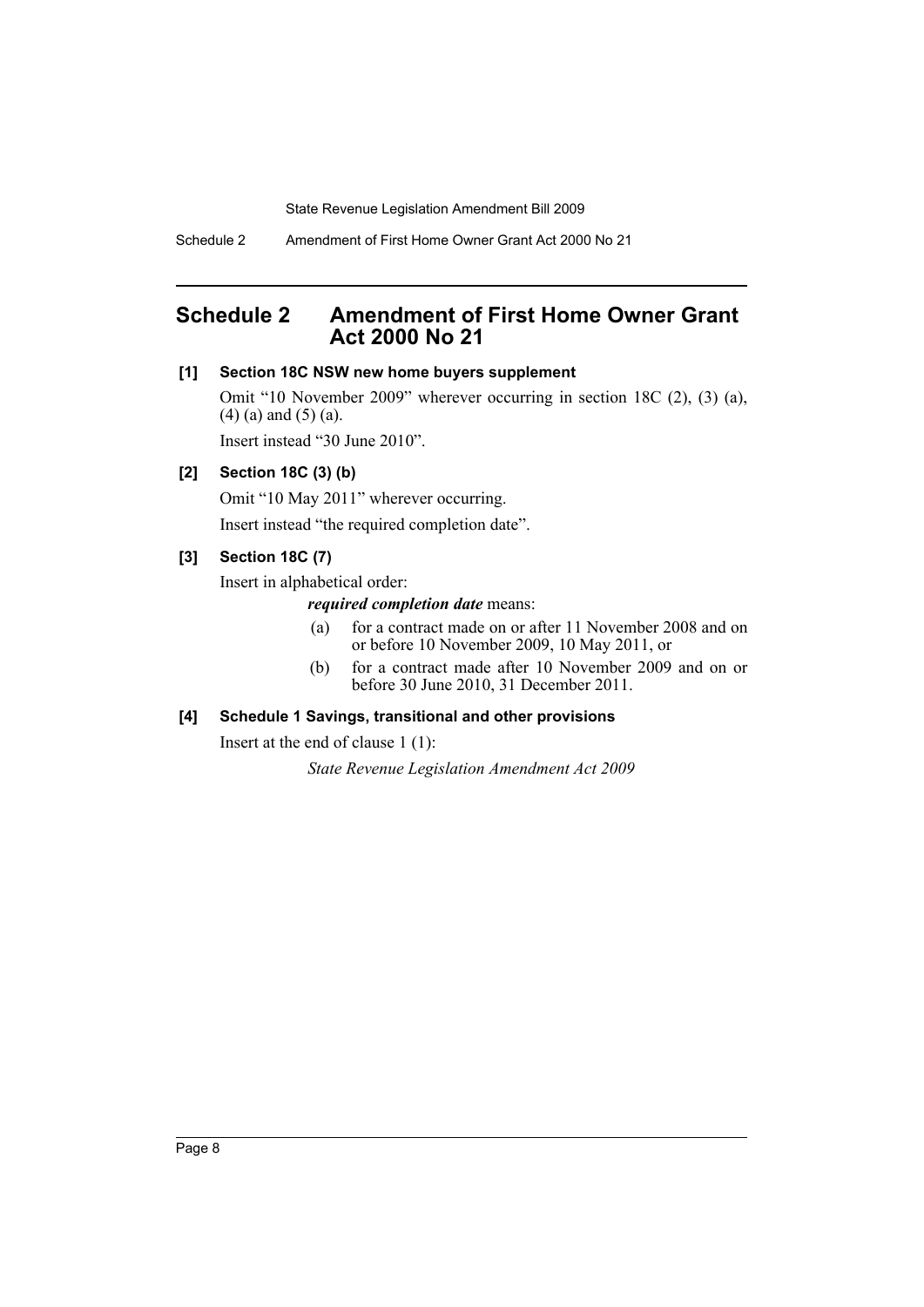## Schedule 2 Amendment of First Home Owner Grant Act 2000 No 21

**[1] Section 18C NSW new home buyers supplement**

Omit "10 November 2009" wherever occurring in section 18C (2), (3) (a), (4) (a) and (5) (a).

Insert instead "30 June 2010".

**[2] Section 18C (3) (b)**

Omit "10 May 2011" wherever occurring.

Insert instead "the required completion date".

**[3] Section 18C (7)**

Insert in alphabetical order:

***required completion date*** means:

(a) for a contract made on or after 11 November 2008 and on or before 10 November 2009, 10 May 2011, or

(b) for a contract made after 10 November 2009 and on or before 30 June 2010, 31 December 2011.

**[4] Schedule 1 Savings, transitional and other provisions**

Insert at the end of clause 1 (1):

*State Revenue Legislation Amendment Act 2009*